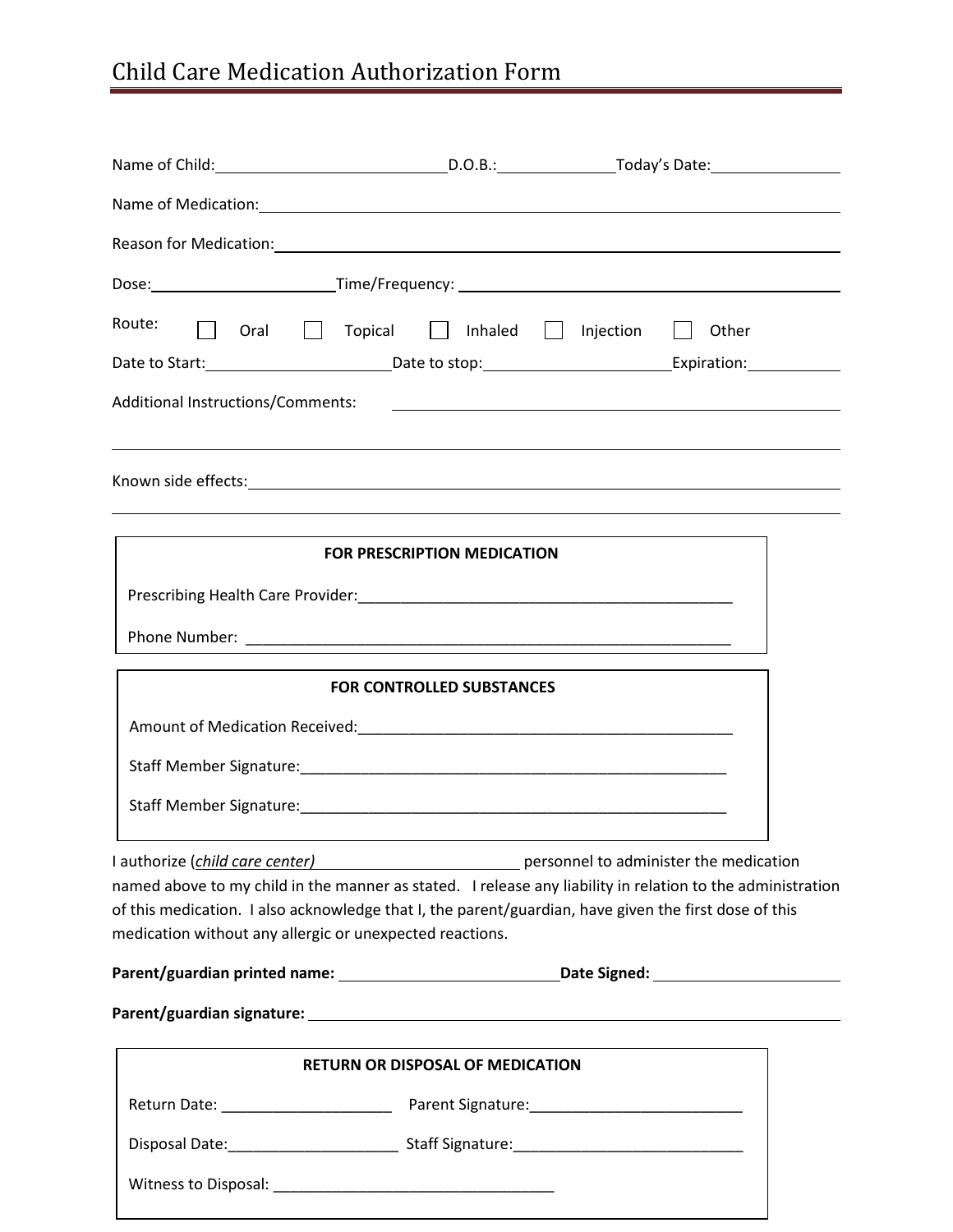# Child Care Medication Authorization Form

Name of Child: ____________________________ D.O.B.: ______________ Today's Date: ________________

Name of Medication: ____________________________________________________________

Reason for Medication: ____________________________________________________________

Dose: ______________________ Time/Frequency: ____________________________________________

Route: ☐ Oral ☐ Topical ☐ Inhaled ☐ Injection ☐ Other

Date to Start: ______________________ Date to stop: ______________________ Expiration: ____________

Additional Instructions/Comments: ____________________________________________

____________________________________________________________

Known side effects: ____________________________________________________________

____________________________________________________________

**FOR PRESCRIPTION MEDICATION**

Prescribing Health Care Provider: ____________________________________________

Phone Number: ____________________________________________________________

**FOR CONTROLLED SUBSTANCES**

Amount of Medication Received: ____________________________________________

Staff Member Signature: ____________________________________________________

Staff Member Signature: ____________________________________________________

I authorize (*child care center)* ________________________ personnel to administer the medication named above to my child in the manner as stated. I release any liability in relation to the administration of this medication. I also acknowledge that I, the parent/guardian, have given the first dose of this medication without any allergic or unexpected reactions.

**Parent/guardian printed name:** ____________________________ **Date Signed:** ______________________

**Parent/guardian signature:** ____________________________________________________________

**RETURN OR DISPOSAL OF MEDICATION**

Return Date: ____________________ Parent Signature: _________________________

Disposal Date: ____________________ Staff Signature: ___________________________

Witness to Disposal: __________________________________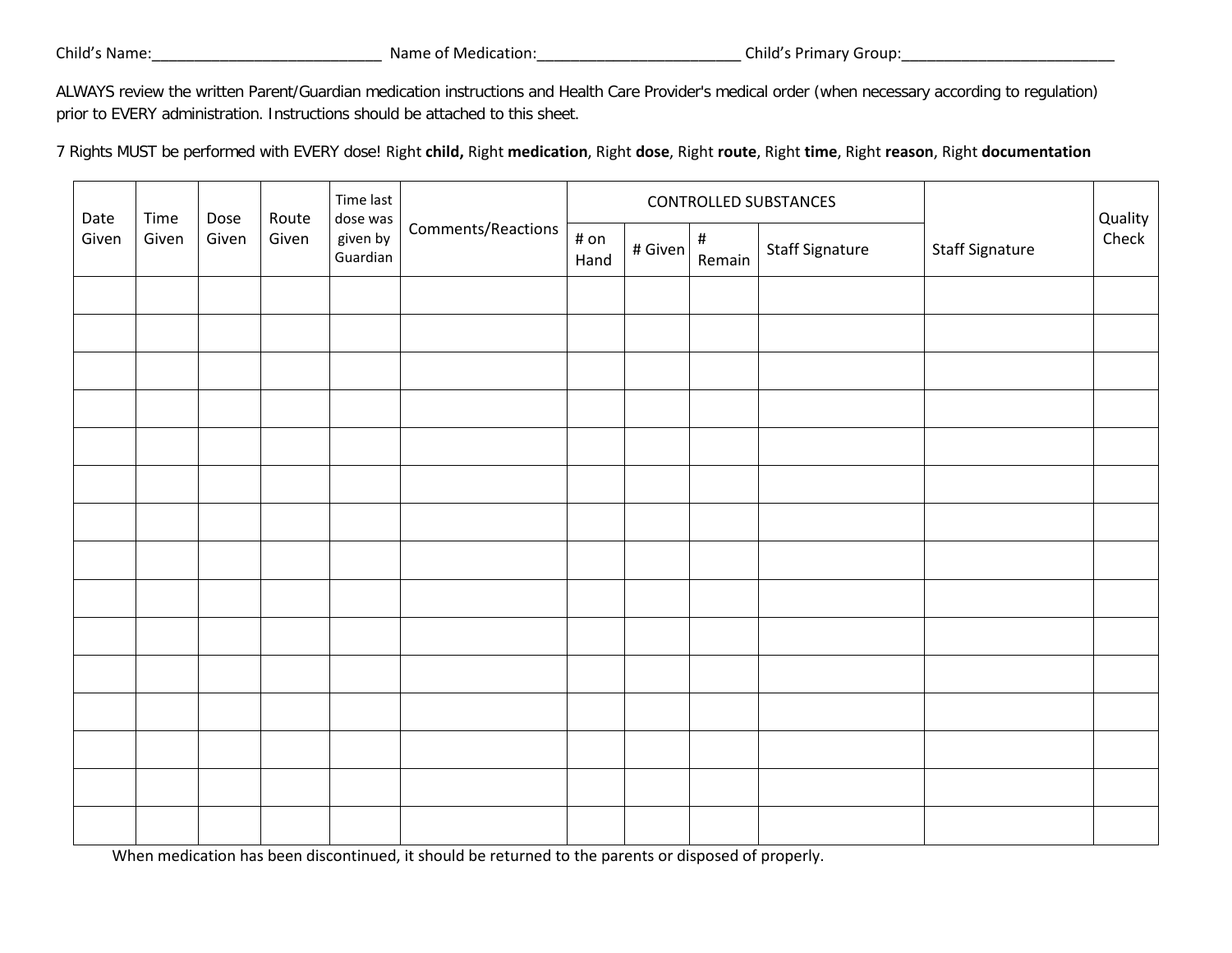Child's Name:____________________________ Name of Medication:_________________________ Child's Primary Group:___________________________

ALWAYS review the written Parent/Guardian medication instructions and Health Care Provider's medical order (when necessary according to regulation) prior to EVERY administration. Instructions should be attached to this sheet.

7 Rights MUST be performed with EVERY dose! Right **child,** Right **medication**, Right **dose**, Right **route**, Right **time**, Right **reason**, Right **documentation**

| Date Given | Time Given | Dose Given | Route Given | Time last dose was given by Guardian | Comments/Reactions | CONTROLLED SUBSTANCES | | | | Staff Signature | Quality Check |
|---|---|---|---|---|---|---|---|---|---|---|---|
| | | | | | | # on Hand | # Given | # Remain | Staff Signature | | |
| | | | | | | | | | | | |
| | | | | | | | | | | | |
| | | | | | | | | | | | |
| | | | | | | | | | | | |
| | | | | | | | | | | | |
| | | | | | | | | | | | |
| | | | | | | | | | | | |
| | | | | | | | | | | | |
| | | | | | | | | | | | |
| | | | | | | | | | | | |
| | | | | | | | | | | | |
| | | | | | | | | | | | |
| | | | | | | | | | | | |
| | | | | | | | | | | | |
| | | | | | | | | | | | |

When medication has been discontinued, it should be returned to the parents or disposed of properly.